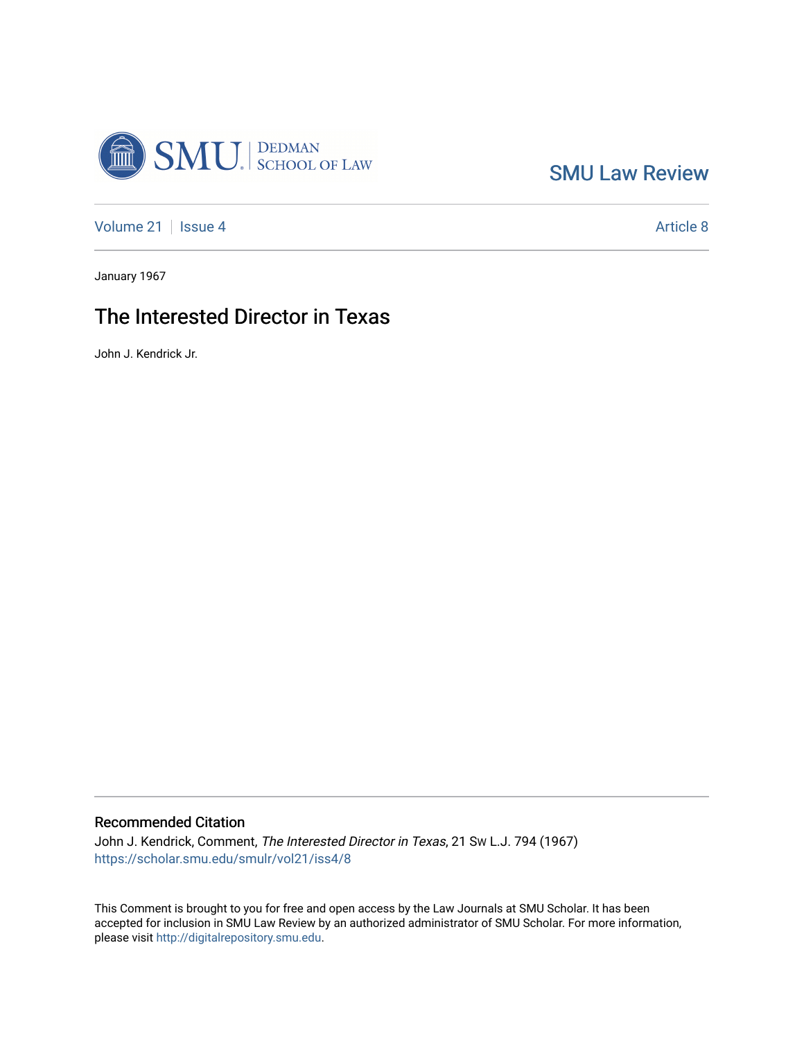SMU Law Review

Volume 21 | Issue 4 | Article 8

January 1967

# The Interested Director in Texas

John J. Kendrick Jr.

## Recommended Citation

John J. Kendrick, Comment, *The Interested Director in Texas*, 21 SW L.J. 794 (1967)
https://scholar.smu.edu/smulr/vol21/iss4/8

This Comment is brought to you for free and open access by the Law Journals at SMU Scholar. It has been accepted for inclusion in SMU Law Review by an authorized administrator of SMU Scholar. For more information, please visit http://digitalrepository.smu.edu.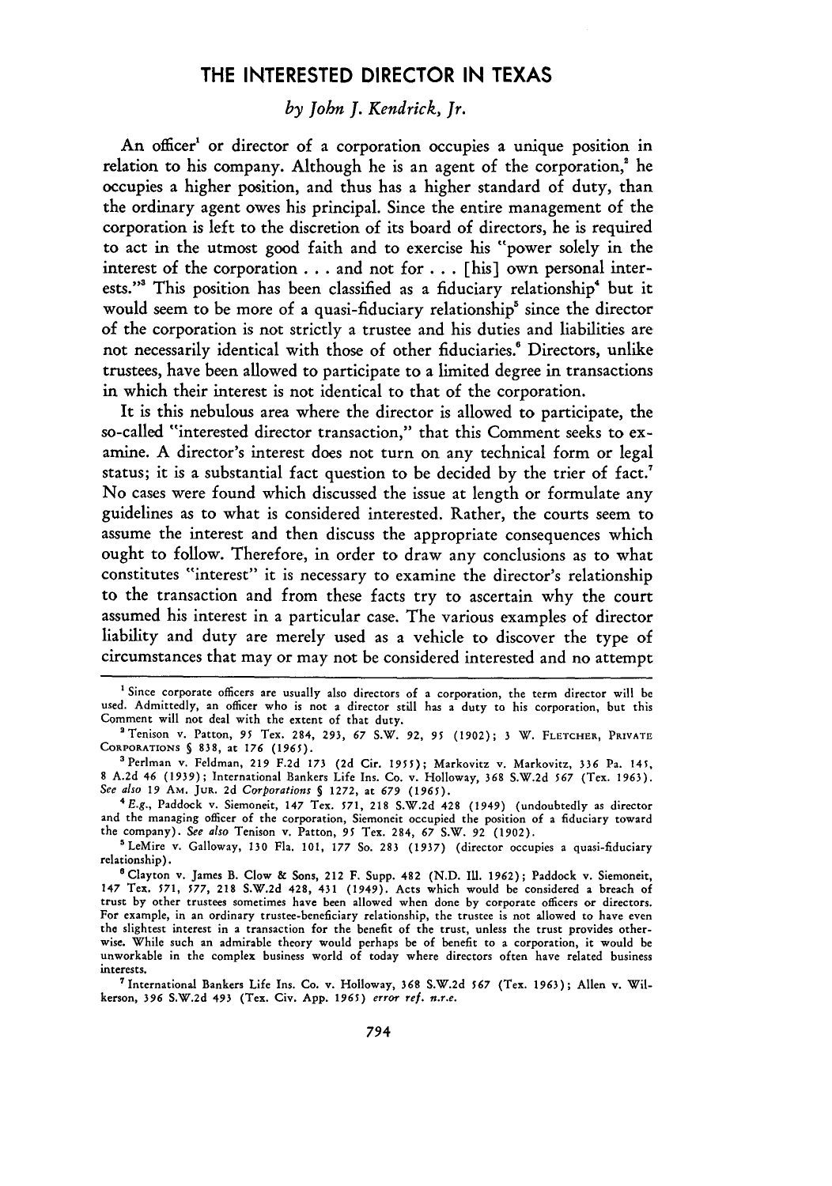# THE INTERESTED DIRECTOR IN TEXAS

*by John J. Kendrick, Jr.*

An officer[1] or director of a corporation occupies a unique position in relation to his company. Although he is an agent of the corporation,[2] he occupies a higher position, and thus has a higher standard of duty, than the ordinary agent owes his principal. Since the entire management of the corporation is left to the discretion of its board of directors, he is required to act in the utmost good faith and to exercise his "power solely in the interest of the corporation . . . and not for . . . [his] own personal interests."[3] This position has been classified as a fiduciary relationship[4] but it would seem to be more of a quasi-fiduciary relationship[5] since the director of the corporation is not strictly a trustee and his duties and liabilities are not necessarily identical with those of other fiduciaries.[6] Directors, unlike trustees, have been allowed to participate to a limited degree in transactions in which their interest is not identical to that of the corporation.

It is this nebulous area where the director is allowed to participate, the so-called "interested director transaction," that this Comment seeks to examine. A director's interest does not turn on any technical form or legal status; it is a substantial fact question to be decided by the trier of fact.[7] No cases were found which discussed the issue at length or formulate any guidelines as to what is considered interested. Rather, the courts seem to assume the interest and then discuss the appropriate consequences which ought to follow. Therefore, in order to draw any conclusions as to what constitutes "interest" it is necessary to examine the director's relationship to the transaction and from these facts try to ascertain why the court assumed his interest in a particular case. The various examples of director liability and duty are merely used as a vehicle to discover the type of circumstances that may or may not be considered interested and no attempt

---

[1] Since corporate officers are usually also directors of a corporation, the term director will be used. Admittedly, an officer who is not a director still has a duty to his corporation, but this Comment will not deal with the extent of that duty.

[2] Tenison v. Patton, 95 Tex. 284, 293, 67 S.W. 92, 95 (1902); 3 W. FLETCHER, PRIVATE CORPORATIONS § 838, at 176 (1965).

[3] Perlman v. Feldman, 219 F.2d 173 (2d Cir. 1955); Markovitz v. Markovitz, 336 Pa. 145, 8 A.2d 46 (1939); International Bankers Life Ins. Co. v. Holloway, 368 S.W.2d 567 (Tex. 1963). *See also* 19 AM. JUR. 2d *Corporations* § 1272, at 679 (1965).

[4] *E.g.*, Paddock v. Siemoneit, 147 Tex. 571, 218 S.W.2d 428 (1949) (undoubtedly as director and the managing officer of the corporation, Siemoneit occupied the position of a fiduciary toward the company). *See also* Tenison v. Patton, 95 Tex. 284, 67 S.W. 92 (1902).

[5] LeMire v. Galloway, 130 Fla. 101, 177 So. 283 (1937) (director occupies a quasi-fiduciary relationship).

[6] Clayton v. James B. Clow & Sons, 212 F. Supp. 482 (N.D. Ill. 1962); Paddock v. Siemoneit, 147 Tex. 571, 577, 218 S.W.2d 428, 431 (1949). Acts which would be considered a breach of trust by other trustees sometimes have been allowed when done by corporate officers or directors. For example, in an ordinary trustee-beneficiary relationship, the trustee is not allowed to have even the slightest interest in a transaction for the benefit of the trust, unless the trust provides otherwise. While such an admirable theory would perhaps be of benefit to a corporation, it would be unworkable in the complex business world of today where directors often have related business interests.

[7] International Bankers Life Ins. Co. v. Holloway, 368 S.W.2d 567 (Tex. 1963); Allen v. Wilkerson, 396 S.W.2d 493 (Tex. Civ. App. 1965) *error ref. n.r.e.*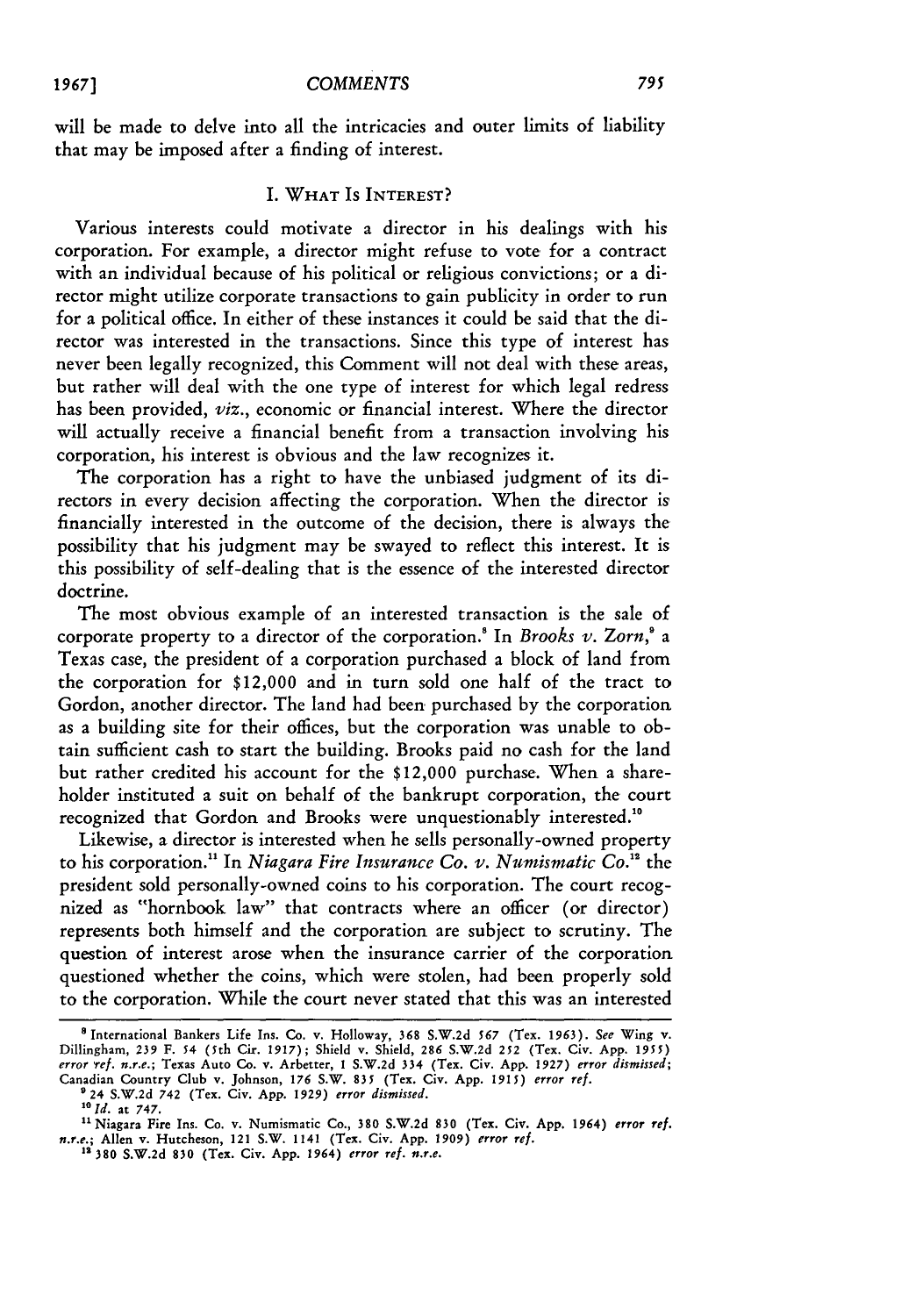will be made to delve into all the intricacies and outer limits of liability that may be imposed after a finding of interest.

## I. WHAT IS INTEREST?

Various interests could motivate a director in his dealings with his corporation. For example, a director might refuse to vote for a contract with an individual because of his political or religious convictions; or a director might utilize corporate transactions to gain publicity in order to run for a political office. In either of these instances it could be said that the director was interested in the transactions. Since this type of interest has never been legally recognized, this Comment will not deal with these areas, but rather will deal with the one type of interest for which legal redress has been provided, *viz.*, economic or financial interest. Where the director will actually receive a financial benefit from a transaction involving his corporation, his interest is obvious and the law recognizes it.

The corporation has a right to have the unbiased judgment of its directors in every decision affecting the corporation. When the director is financially interested in the outcome of the decision, there is always the possibility that his judgment may be swayed to reflect this interest. It is this possibility of self-dealing that is the essence of the interested director doctrine.

The most obvious example of an interested transaction is the sale of corporate property to a director of the corporation.[8] In *Brooks v. Zorn*,[9] a Texas case, the president of a corporation purchased a block of land from the corporation for $12,000 and in turn sold one half of the tract to Gordon, another director. The land had been purchased by the corporation as a building site for their offices, but the corporation was unable to obtain sufficient cash to start the building. Brooks paid no cash for the land but rather credited his account for the $12,000 purchase. When a shareholder instituted a suit on behalf of the bankrupt corporation, the court recognized that Gordon and Brooks were unquestionably interested.[10]

Likewise, a director is interested when he sells personally-owned property to his corporation.[11] In *Niagara Fire Insurance Co. v. Numismatic Co.*[12] the president sold personally-owned coins to his corporation. The court recognized as "hornbook law" that contracts where an officer (or director) represents both himself and the corporation are subject to scrutiny. The question of interest arose when the insurance carrier of the corporation questioned whether the coins, which were stolen, had been properly sold to the corporation. While the court never stated that this was an interested

---

[8] International Bankers Life Ins. Co. v. Holloway, 368 S.W.2d 567 (Tex. 1963). *See* Wing v. Dillingham, 239 F. 54 (5th Cir. 1917); Shield v. Shield, 286 S.W.2d 252 (Tex. Civ. App. 1955) *error ref. n.r.e.*; Texas Auto Co. v. Arbetter, 1 S.W.2d 334 (Tex. Civ. App. 1927) *error dismissed*; Canadian Country Club v. Johnson, 176 S.W. 835 (Tex. Civ. App. 1915) *error ref.*

[9] 24 S.W.2d 742 (Tex. Civ. App. 1929) *error dismissed.*

[10] *Id.* at 747.

[11] Niagara Fire Ins. Co. v. Numismatic Co., 380 S.W.2d 830 (Tex. Civ. App. 1964) *error ref. n.r.e.*; Allen v. Hutcheson, 121 S.W. 1141 (Tex. Civ. App. 1909) *error ref.*

[12] 380 S.W.2d 830 (Tex. Civ. App. 1964) *error ref. n.r.e.*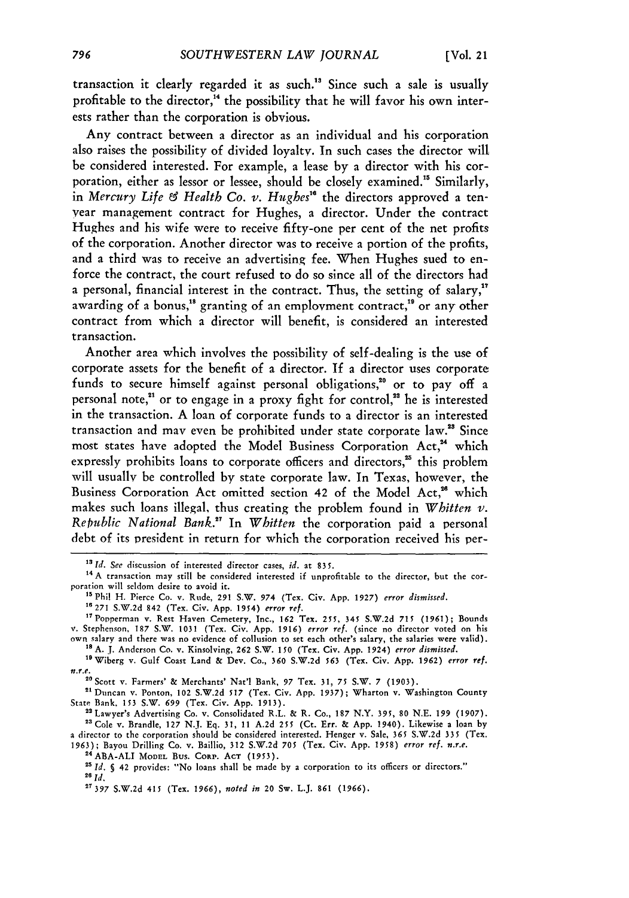transaction it clearly regarded it as such.[13] Since such a sale is usually profitable to the director,[14] the possibility that he will favor his own interests rather than the corporation is obvious.

Any contract between a director as an individual and his corporation also raises the possibility of divided loyalty. In such cases the director will be considered interested. For example, a lease by a director with his corporation, either as lessor or lessee, should be closely examined.[15] Similarly, in *Mercury Life & Health Co. v. Hughes*[16] the directors approved a ten-year management contract for Hughes, a director. Under the contract Hughes and his wife were to receive fifty-one per cent of the net profits of the corporation. Another director was to receive a portion of the profits, and a third was to receive an advertising fee. When Hughes sued to enforce the contract, the court refused to do so since all of the directors had a personal, financial interest in the contract. Thus, the setting of salary,[17] awarding of a bonus,[18] granting of an employment contract,[19] or any other contract from which a director will benefit, is considered an interested transaction.

Another area which involves the possibility of self-dealing is the use of corporate assets for the benefit of a director. If a director uses corporate funds to secure himself against personal obligations,[20] or to pay off a personal note,[21] or to engage in a proxy fight for control,[22] he is interested in the transaction. A loan of corporate funds to a director is an interested transaction and may even be prohibited under state corporate law.[23] Since most states have adopted the Model Business Corporation Act,[24] which expressly prohibits loans to corporate officers and directors,[25] this problem will usually be controlled by state corporate law. In Texas, however, the Business Corporation Act omitted section 42 of the Model Act,[26] which makes such loans illegal, thus creating the problem found in *Whitten v. Republic National Bank*.[27] In *Whitten* the corporation paid a personal debt of its president in return for which the corporation received his per-

---

[13] *Id. See* discussion of interested director cases, *id.* at 835.

[14] A transaction may still be considered interested if unprofitable to the director, but the corporation will seldom desire to avoid it.

[15] Phil H. Pierce Co. v. Rude, 291 S.W. 974 (Tex. Civ. App. 1927) *error dismissed.*

[16] 271 S.W.2d 842 (Tex. Civ. App. 1954) *error ref.*

[17] Popperman v. Rest Haven Cemetery, Inc., 162 Tex. 255, 345 S.W.2d 715 (1961); Bounds v. Stephenson, 187 S.W. 1031 (Tex. Civ. App. 1916) *error ref.* (since no director voted on his own salary and there was no evidence of collusion to set each other's salary, the salaries were valid).

[18] A. J. Anderson Co. v. Kinsolving, 262 S.W. 150 (Tex. Civ. App. 1924) *error dismissed.*

[19] Wiberg v. Gulf Coast Land & Dev. Co., 360 S.W.2d 563 (Tex. Civ. App. 1962) *error ref. n.r.e.*

[20] Scott v. Farmers' & Merchants' Nat'l Bank, 97 Tex. 31, 75 S.W. 7 (1903).

[21] Duncan v. Ponton, 102 S.W.2d 517 (Tex. Civ. App. 1937); Wharton v. Washington County State Bank, 153 S.W. 699 (Tex. Civ. App. 1913).

[22] Lawyer's Advertising Co. v. Consolidated R.L. & R. Co., 187 N.Y. 395, 80 N.E. 199 (1907).

[23] Cole v. Brandle, 127 N.J. Eq. 31, 11 A.2d 255 (Ct. Err. & App. 1940). Likewise a loan by a director to the corporation should be considered interested. Henger v. Sale, 365 S.W.2d 335 (Tex. 1963); Bayou Drilling Co. v. Baillio, 312 S.W.2d 705 (Tex. Civ. App. 1958) *error ref. n.r.e.*

[24] ABA-ALI MODEL BUS. CORP. ACT (1953).

[25] *Id.* § 42 provides: "No loans shall be made by a corporation to its officers or directors."

[26] *Id.*

[27] 397 S.W.2d 415 (Tex. 1966), *noted in* 20 Sw. L.J. 861 (1966).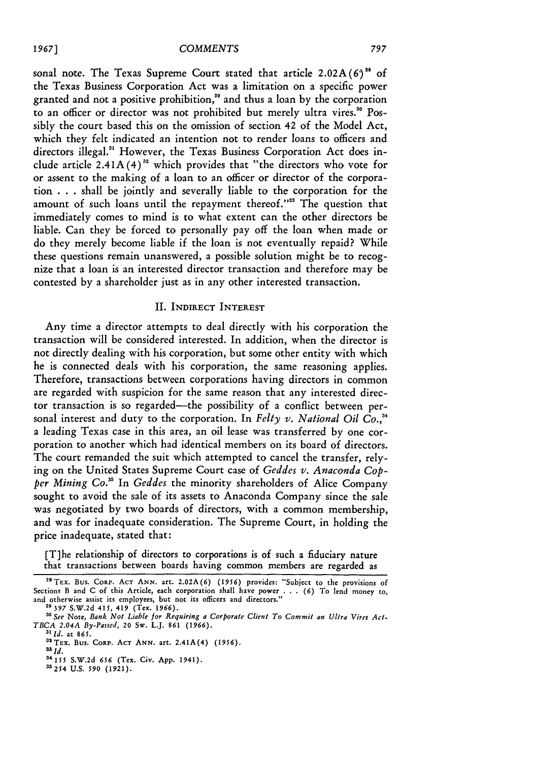sonal note. The Texas Supreme Court stated that article 2.02A(6)[28] of the Texas Business Corporation Act was a limitation on a specific power granted and not a positive prohibition,[29] and thus a loan by the corporation to an officer or director was not prohibited but merely ultra vires.[30] Possibly the court based this on the omission of section 42 of the Model Act, which they felt indicated an intention not to render loans to officers and directors illegal.[31] However, the Texas Business Corporation Act does include article 2.41A(4)[32] which provides that "the directors who vote for or assent to the making of a loan to an officer or director of the corporation . . . shall be jointly and severally liable to the corporation for the amount of such loans until the repayment thereof."[33] The question that immediately comes to mind is to what extent can the other directors be liable. Can they be forced to personally pay off the loan when made or do they merely become liable if the loan is not eventually repaid? While these questions remain unanswered, a possible solution might be to recognize that a loan is an interested director transaction and therefore may be contested by a shareholder just as in any other interested transaction.

## II. Indirect Interest

Any time a director attempts to deal directly with his corporation the transaction will be considered interested. In addition, when the director is not directly dealing with his corporation, but some other entity with which he is connected deals with his corporation, the same reasoning applies. Therefore, transactions between corporations having directors in common are regarded with suspicion for the same reason that any interested director transaction is so regarded—the possibility of a conflict between personal interest and duty to the corporation. In *Felty v. National Oil Co.*,[34] a leading Texas case in this area, an oil lease was transferred by one corporation to another which had identical members on its board of directors. The court remanded the suit which attempted to cancel the transfer, relying on the United States Supreme Court case of *Geddes v. Anaconda Copper Mining Co.*[35] In *Geddes* the minority shareholders of Alice Company sought to avoid the sale of its assets to Anaconda Company since the sale was negotiated by two boards of directors, with a common membership, and was for inadequate consideration. The Supreme Court, in holding the price inadequate, stated that:

> [T]he relationship of directors to corporations is of such a fiduciary nature that transactions between boards having common members are regarded as

---

[28] Tex. Bus. Corp. Act Ann. art. 2.02A(6) (1956) provides: "Subject to the provisions of Sections B and C of this Article, each corporation shall have power . . . (6) To lend money to, and otherwise assist its employees, but not its officers and directors."

[29] 397 S.W.2d 415, 419 (Tex. 1966).

[30] *See* Note, *Bank Not Liable for Requiring a Corporate Client To Commit an Ultra Vires Act-TBCA 2.04A By-Passed*, 20 Sw. L.J. 861 (1966).

[31] *Id.* at 865.

[32] Tex. Bus. Corp. Act Ann. art. 2.41A(4) (1956).

[33] *Id.*

[34] 155 S.W.2d 656 (Tex. Civ. App. 1941).

[35] 254 U.S. 590 (1921).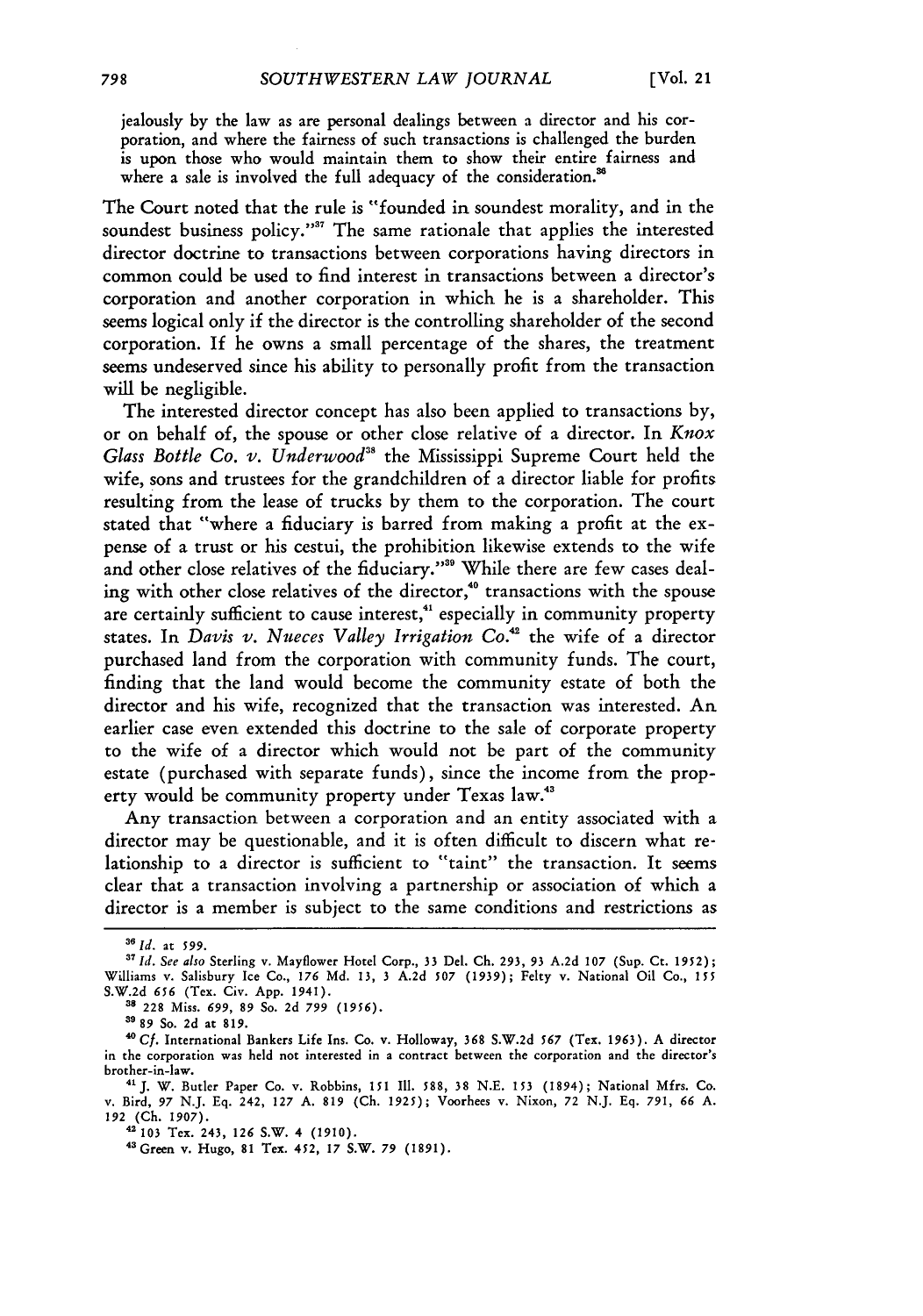jealously by the law as are personal dealings between a director and his corporation, and where the fairness of such transactions is challenged the burden is upon those who would maintain them to show their entire fairness and where a sale is involved the full adequacy of the consideration.[36]

The Court noted that the rule is "founded in soundest morality, and in the soundest business policy."[37] The same rationale that applies the interested director doctrine to transactions between corporations having directors in common could be used to find interest in transactions between a director's corporation and another corporation in which he is a shareholder. This seems logical only if the director is the controlling shareholder of the second corporation. If he owns a small percentage of the shares, the treatment seems undeserved since his ability to personally profit from the transaction will be negligible.

The interested director concept has also been applied to transactions by, or on behalf of, the spouse or other close relative of a director. In *Knox Glass Bottle Co. v. Underwood*[38] the Mississippi Supreme Court held the wife, sons and trustees for the grandchildren of a director liable for profits resulting from the lease of trucks by them to the corporation. The court stated that "where a fiduciary is barred from making a profit at the expense of a trust or his cestui, the prohibition likewise extends to the wife and other close relatives of the fiduciary."[39] While there are few cases dealing with other close relatives of the director,[40] transactions with the spouse are certainly sufficient to cause interest,[41] especially in community property states. In *Davis v. Nueces Valley Irrigation Co.*[42] the wife of a director purchased land from the corporation with community funds. The court, finding that the land would become the community estate of both the director and his wife, recognized that the transaction was interested. An earlier case even extended this doctrine to the sale of corporate property to the wife of a director which would not be part of the community estate (purchased with separate funds), since the income from the property would be community property under Texas law.[43]

Any transaction between a corporation and an entity associated with a director may be questionable, and it is often difficult to discern what relationship to a director is sufficient to "taint" the transaction. It seems clear that a transaction involving a partnership or association of which a director is a member is subject to the same conditions and restrictions as

---

[36] *Id.* at 599.

[37] *Id. See also* Sterling v. Mayflower Hotel Corp., 33 Del. Ch. 293, 93 A.2d 107 (Sup. Ct. 1952); Williams v. Salisbury Ice Co., 176 Md. 13, 3 A.2d 507 (1939); Felty v. National Oil Co., 155 S.W.2d 656 (Tex. Civ. App. 1941).

[38] 228 Miss. 699, 89 So. 2d 799 (1956).

[39] 89 So. 2d at 819.

[40] *Cf.* International Bankers Life Ins. Co. v. Holloway, 368 S.W.2d 567 (Tex. 1963). A director in the corporation was held not interested in a contract between the corporation and the director's brother-in-law.

[41] J. W. Butler Paper Co. v. Robbins, 151 Ill. 588, 38 N.E. 153 (1894); National Mfrs. Co. v. Bird, 97 N.J. Eq. 242, 127 A. 819 (Ch. 1925); Voorhees v. Nixon, 72 N.J. Eq. 791, 66 A. 192 (Ch. 1907).

[42] 103 Tex. 243, 126 S.W. 4 (1910).

[43] Green v. Hugo, 81 Tex. 452, 17 S.W. 79 (1891).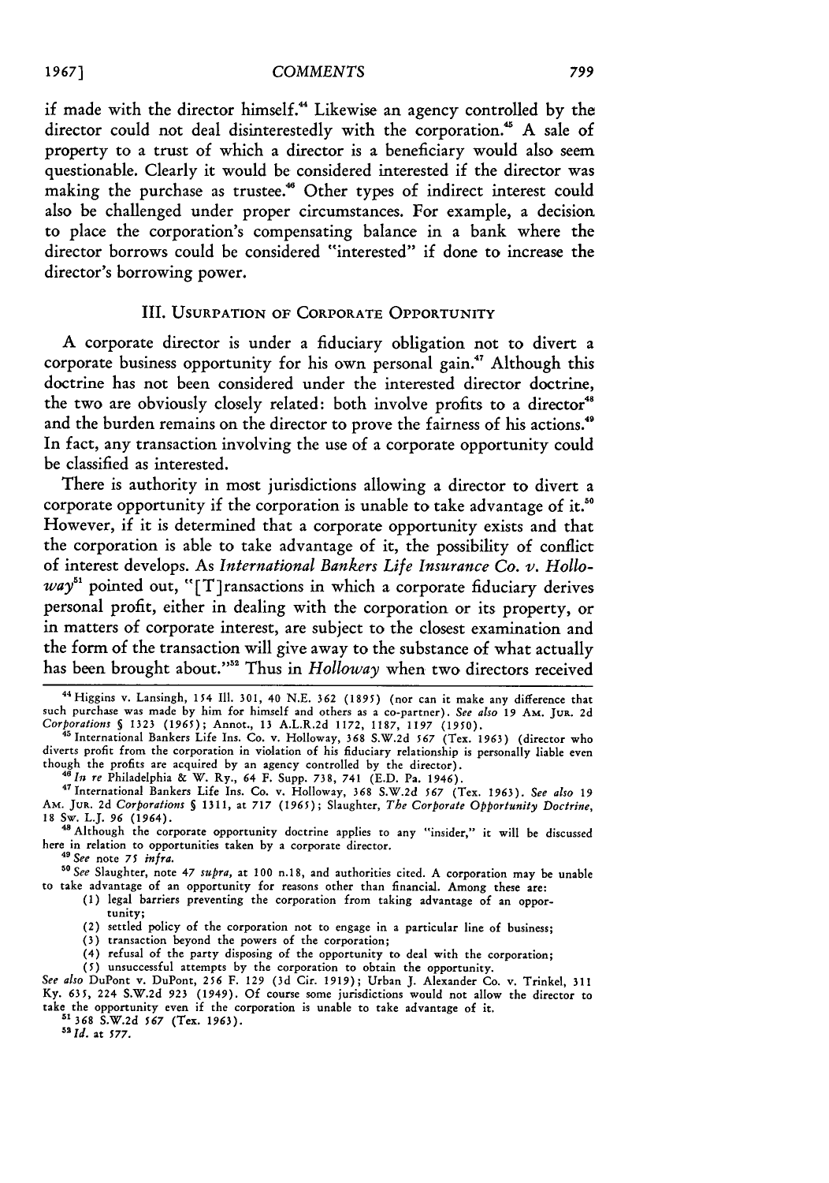if made with the director himself.[44] Likewise an agency controlled by the director could not deal disinterestedly with the corporation.[45] A sale of property to a trust of which a director is a beneficiary would also seem questionable. Clearly it would be considered interested if the director was making the purchase as trustee.[46] Other types of indirect interest could also be challenged under proper circumstances. For example, a decision to place the corporation's compensating balance in a bank where the director borrows could be considered "interested" if done to increase the director's borrowing power.

## III. Usurpation of Corporate Opportunity

A corporate director is under a fiduciary obligation not to divert a corporate business opportunity for his own personal gain.[47] Although this doctrine has not been considered under the interested director doctrine, the two are obviously closely related: both involve profits to a director[48] and the burden remains on the director to prove the fairness of his actions.[49] In fact, any transaction involving the use of a corporate opportunity could be classified as interested.

There is authority in most jurisdictions allowing a director to divert a corporate opportunity if the corporation is unable to take advantage of it.[50] However, if it is determined that a corporate opportunity exists and that the corporation is able to take advantage of it, the possibility of conflict of interest develops. As *International Bankers Life Insurance Co. v. Holloway*[51] pointed out, "[T]ransactions in which a corporate fiduciary derives personal profit, either in dealing with the corporation or its property, or in matters of corporate interest, are subject to the closest examination and the form of the transaction will give away to the substance of what actually has been brought about."[52] Thus in *Holloway* when two directors received

---

[44] Higgins v. Lansingh, 154 Ill. 301, 40 N.E. 362 (1895) (nor can it make any difference that such purchase was made by him for himself and others as a co-partner). *See also* 19 Am. Jur. 2d *Corporations* § 1323 (1965); Annot., 13 A.L.R.2d 1172, 1187, 1197 (1950).

[45] International Bankers Life Ins. Co. v. Holloway, 368 S.W.2d 567 (Tex. 1963) (director who diverts profit from the corporation in violation of his fiduciary relationship is personally liable even though the profits are acquired by an agency controlled by the director).

[46] *In re* Philadelphia & W. Ry., 64 F. Supp. 738, 741 (E.D. Pa. 1946).

[47] International Bankers Life Ins. Co. v. Holloway, 368 S.W.2d 567 (Tex. 1963). *See also* 19 Am. Jur. 2d *Corporations* § 1311, at 717 (1965); Slaughter, *The Corporate Opportunity Doctrine*, 18 Sw. L.J. 96 (1964).

[48] Although the corporate opportunity doctrine applies to any "insider," it will be discussed here in relation to opportunities taken by a corporate director.

[49] *See* note 75 *infra*.

[50] *See* Slaughter, note 47 *supra*, at 100 n.18, and authorities cited. A corporation may be unable to take advantage of an opportunity for reasons other than financial. Among these are:

(1) legal barriers preventing the corporation from taking advantage of an opportunity;
(2) settled policy of the corporation not to engage in a particular line of business;
(3) transaction beyond the powers of the corporation;
(4) refusal of the party disposing of the opportunity to deal with the corporation;
(5) unsuccessful attempts by the corporation to obtain the opportunity.

*See also* DuPont v. DuPont, 256 F. 129 (3d Cir. 1919); Urban J. Alexander Co. v. Trinkel, 311 Ky. 635, 224 S.W.2d 923 (1949). Of course some jurisdictions would not allow the director to take the opportunity even if the corporation is unable to take advantage of it.

[51] 368 S.W.2d 567 (Tex. 1963).

[52] *Id.* at 577.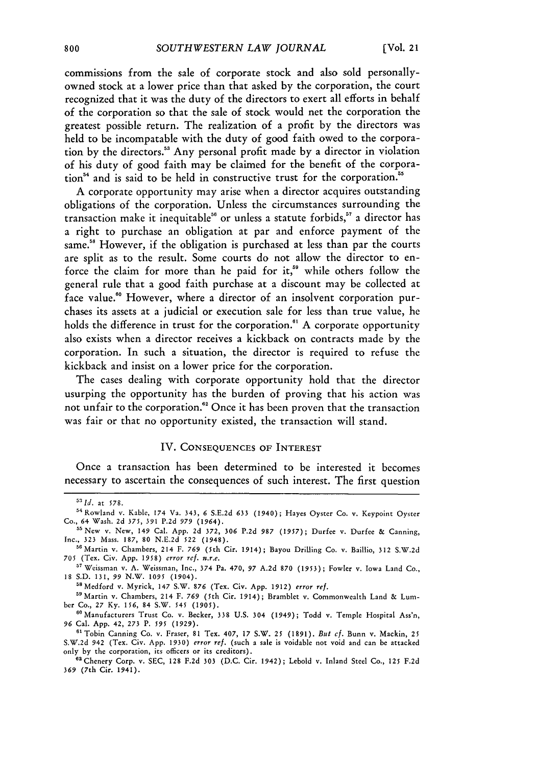commissions from the sale of corporate stock and also sold personally-owned stock at a lower price than that asked by the corporation, the court recognized that it was the duty of the directors to exert all efforts in behalf of the corporation so that the sale of stock would net the corporation the greatest possible return. The realization of a profit by the directors was held to be incompatable with the duty of good faith owed to the corporation by the directors.[53] Any personal profit made by a director in violation of his duty of good faith may be claimed for the benefit of the corporation[54] and is said to be held in constructive trust for the corporation.[55]

A corporate opportunity may arise when a director acquires outstanding obligations of the corporation. Unless the circumstances surrounding the transaction make it inequitable[56] or unless a statute forbids,[57] a director has a right to purchase an obligation at par and enforce payment of the same.[58] However, if the obligation is purchased at less than par the courts are split as to the result. Some courts do not allow the director to enforce the claim for more than he paid for it,[59] while others follow the general rule that a good faith purchase at a discount may be collected at face value.[60] However, where a director of an insolvent corporation purchases its assets at a judicial or execution sale for less than true value, he holds the difference in trust for the corporation.[61] A corporate opportunity also exists when a director receives a kickback on contracts made by the corporation. In such a situation, the director is required to refuse the kickback and insist on a lower price for the corporation.

The cases dealing with corporate opportunity hold that the director usurping the opportunity has the burden of proving that his action was not unfair to the corporation.[62] Once it has been proven that the transaction was fair or that no opportunity existed, the transaction will stand.

## IV. Consequences of Interest

Once a transaction has been determined to be interested it becomes necessary to ascertain the consequences of such interest. The first question

---

[53] *Id.* at 578.

[54] Rowland v. Kable, 174 Va. 343, 6 S.E.2d 633 (1940); Hayes Oyster Co. v. Keypoint Oyster Co., 64 Wash. 2d 375, 391 P.2d 979 (1964).

[55] New v. New, 149 Cal. App. 2d 372, 306 P.2d 987 (1957); Durfee v. Durfee & Canning, Inc., 323 Mass. 187, 80 N.E.2d 522 (1948).

[56] Martin v. Chambers, 214 F. 769 (5th Cir. 1914); Bayou Drilling Co. v. Baillio, 312 S.W.2d 705 (Tex. Civ. App. 1958) *error ref. n.r.e.*

[57] Weissman v. A. Weissman, Inc., 374 Pa. 470, 97 A.2d 870 (1953); Fowler v. Iowa Land Co., 18 S.D. 131, 99 N.W. 1095 (1904).

[58] Medford v. Myrick, 147 S.W. 876 (Tex. Civ. App. 1912) *error ref.*

[59] Martin v. Chambers, 214 F. 769 (5th Cir. 1914); Bramblet v. Commonwealth Land & Lumber Co., 27 Ky. 156, 84 S.W. 545 (1905).

[60] Manufacturers Trust Co. v. Becker, 338 U.S. 304 (1949); Todd v. Temple Hospital Ass'n, 96 Cal. App. 42, 273 P. 595 (1929).

[61] Tobin Canning Co. v. Fraser, 81 Tex. 407, 17 S.W. 25 (1891). *But cf.* Bunn v. Mackin, 25 S.W.2d 942 (Tex. Civ. App. 1930) *error ref.* (such a sale is voidable not void and can be attacked only by the corporation, its officers or its creditors).

[62] Chenery Corp. v. SEC, 128 F.2d 303 (D.C. Cir. 1942); Lebold v. Inland Steel Co., 125 F.2d 369 (7th Cir. 1941).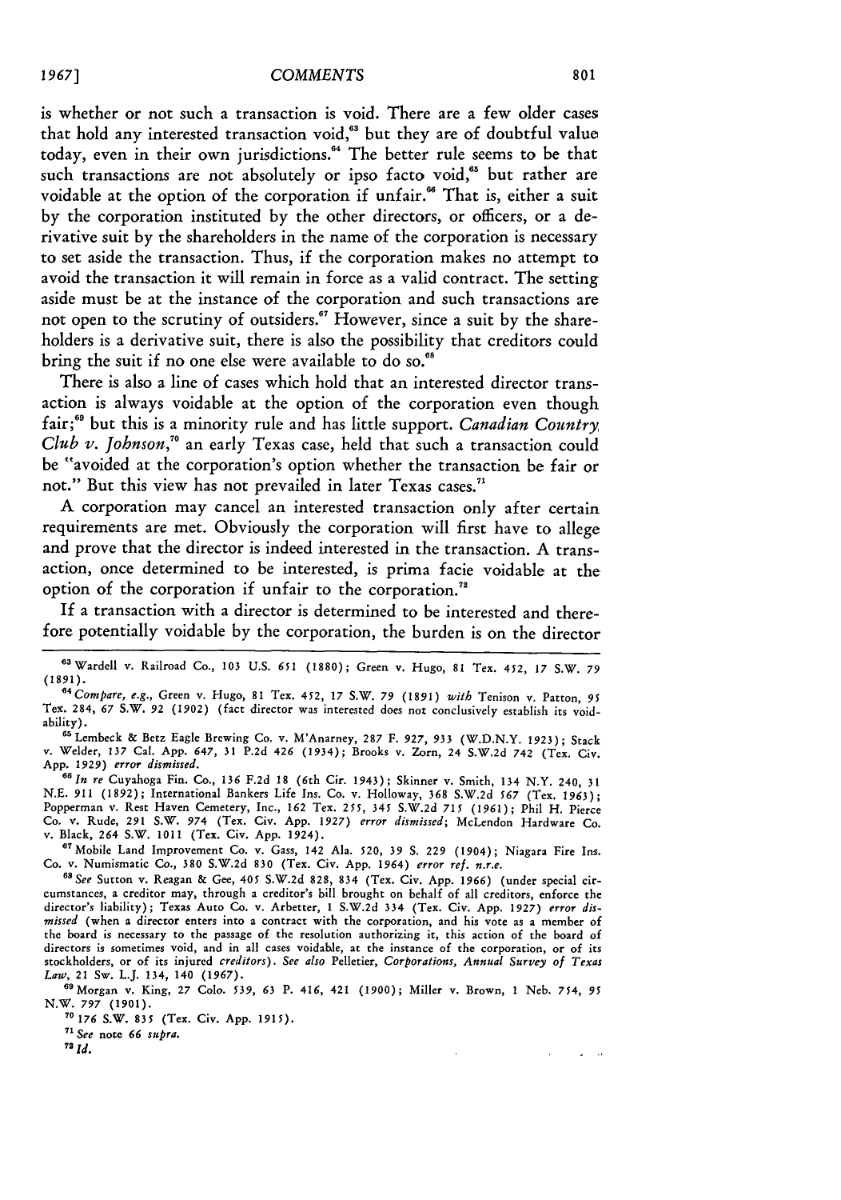is whether or not such a transaction is void. There are a few older cases that hold any interested transaction void,[63] but they are of doubtful value today, even in their own jurisdictions.[64] The better rule seems to be that such transactions are not absolutely or ipso facto void,[65] but rather are voidable at the option of the corporation if unfair.[66] That is, either a suit by the corporation instituted by the other directors, or officers, or a derivative suit by the shareholders in the name of the corporation is necessary to set aside the transaction. Thus, if the corporation makes no attempt to avoid the transaction it will remain in force as a valid contract. The setting aside must be at the instance of the corporation and such transactions are not open to the scrutiny of outsiders.[67] However, since a suit by the shareholders is a derivative suit, there is also the possibility that creditors could bring the suit if no one else were available to do so.[68]

There is also a line of cases which hold that an interested director transaction is always voidable at the option of the corporation even though fair;[69] but this is a minority rule and has little support. *Canadian Country Club v. Johnson*,[70] an early Texas case, held that such a transaction could be "avoided at the corporation's option whether the transaction be fair or not." But this view has not prevailed in later Texas cases.[71]

A corporation may cancel an interested transaction only after certain requirements are met. Obviously the corporation will first have to allege and prove that the director is indeed interested in the transaction. A transaction, once determined to be interested, is prima facie voidable at the option of the corporation if unfair to the corporation.[72]

If a transaction with a director is determined to be interested and therefore potentially voidable by the corporation, the burden is on the director

---

[63] Wardell v. Railroad Co., 103 U.S. 651 (1880); Green v. Hugo, 81 Tex. 452, 17 S.W. 79 (1891).

[64] *Compare, e.g.*, Green v. Hugo, 81 Tex. 452, 17 S.W. 79 (1891) *with* Tenison v. Patton, 95 Tex. 284, 67 S.W. 92 (1902) (fact director was interested does not conclusively establish its voidability).

[65] Lembeck & Betz Eagle Brewing Co. v. M'Anarney, 287 F. 927, 933 (W.D.N.Y. 1923); Stack v. Welder, 137 Cal. App. 647, 31 P.2d 426 (1934); Brooks v. Zorn, 24 S.W.2d 742 (Tex. Civ. App. 1929) *error dismissed*.

[66] *In re* Cuyahoga Fin. Co., 136 F.2d 18 (6th Cir. 1943); Skinner v. Smith, 134 N.Y. 240, 31 N.E. 911 (1892); International Bankers Life Ins. Co. v. Holloway, 368 S.W.2d 567 (Tex. 1963); Popperman v. Rest Haven Cemetery, Inc., 162 Tex. 255, 345 S.W.2d 715 (1961); Phil H. Pierce Co. v. Rude, 291 S.W. 974 (Tex. Civ. App. 1927) *error dismissed*; McLendon Hardware Co. v. Black, 264 S.W. 1011 (Tex. Civ. App. 1924).

[67] Mobile Land Improvement Co. v. Gass, 142 Ala. 520, 39 S. 229 (1904); Niagara Fire Ins. Co. v. Numismatic Co., 380 S.W.2d 830 (Tex. Civ. App. 1964) *error ref. n.r.e.*

[68] *See* Sutton v. Reagan & Gee, 405 S.W.2d 828, 834 (Tex. Civ. App. 1966) (under special circumstances, a creditor may, through a creditor's bill brought on behalf of all creditors, enforce the director's liability); Texas Auto Co. v. Arbetter, 1 S.W.2d 334 (Tex. Civ. App. 1927) *error dismissed* (when a director enters into a contract with the corporation, and his vote as a member of the board is necessary to the passage of the resolution authorizing it, this action of the board of directors is sometimes void, and in all cases voidable, at the instance of the corporation, or of its stockholders, or of its injured *creditors*). *See also* Pelletier, *Corporations, Annual Survey of Texas Law*, 21 Sw. L.J. 134, 140 (1967).

[69] Morgan v. King, 27 Colo. 539, 63 P. 416, 421 (1900); Miller v. Brown, 1 Neb. 754, 95 N.W. 797 (1901).

[70] 176 S.W. 835 (Tex. Civ. App. 1915).

[71] *See* note 66 *supra*.

[72] *Id.*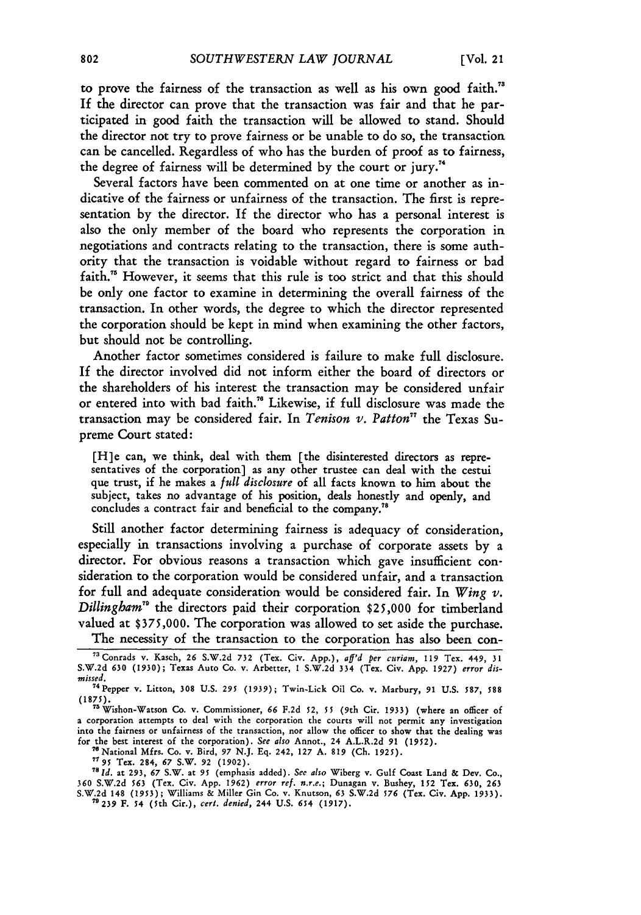to prove the fairness of the transaction as well as his own good faith.[73] If the director can prove that the transaction was fair and that he participated in good faith the transaction will be allowed to stand. Should the director not try to prove fairness or be unable to do so, the transaction can be cancelled. Regardless of who has the burden of proof as to fairness, the degree of fairness will be determined by the court or jury.[74]

Several factors have been commented on at one time or another as indicative of the fairness or unfairness of the transaction. The first is representation by the director. If the director who has a personal interest is also the only member of the board who represents the corporation in negotiations and contracts relating to the transaction, there is some authority that the transaction is voidable without regard to fairness or bad faith.[75] However, it seems that this rule is too strict and that this should be only one factor to examine in determining the overall fairness of the transaction. In other words, the degree to which the director represented the corporation should be kept in mind when examining the other factors, but should not be controlling.

Another factor sometimes considered is failure to make full disclosure. If the director involved did not inform either the board of directors or the shareholders of his interest the transaction may be considered unfair or entered into with bad faith.[76] Likewise, if full disclosure was made the transaction may be considered fair. In *Tenison v. Patton*[77] the Texas Supreme Court stated:

> [H]e can, we think, deal with them [the disinterested directors as representatives of the corporation] as any other trustee can deal with the cestui que trust, if he makes a *full disclosure* of all facts known to him about the subject, takes no advantage of his position, deals honestly and openly, and concludes a contract fair and beneficial to the company.[78]

Still another factor determining fairness is adequacy of consideration, especially in transactions involving a purchase of corporate assets by a director. For obvious reasons a transaction which gave insufficient consideration to the corporation would be considered unfair, and a transaction for full and adequate consideration would be considered fair. In *Wing v. Dillingham*[79] the directors paid their corporation $25,000 for timberland valued at $375,000. The corporation was allowed to set aside the purchase.

The necessity of the transaction to the corporation has also been con-

---

[73] Conrads v. Kasch, 26 S.W.2d 732 (Tex. Civ. App.), *aff'd per curiam*, 119 Tex. 449, 31 S.W.2d 630 (1930); Texas Auto Co. v. Arbetter, 1 S.W.2d 334 (Tex. Civ. App. 1927) *error dismissed*.

[74] Pepper v. Litton, 308 U.S. 295 (1939); Twin-Lick Oil Co. v. Marbury, 91 U.S. 587, 588 (1875).

[75] Wishon-Watson Co. v. Commissioner, 66 F.2d 52, 55 (9th Cir. 1933) (where an officer of a corporation attempts to deal with the corporation the courts will not permit any investigation into the fairness or unfairness of the transaction, nor allow the officer to show that the dealing was for the best interest of the corporation). *See also* Annot., 24 A.L.R.2d 91 (1952).

[76] National Mfrs. Co. v. Bird, 97 N.J. Eq. 242, 127 A. 819 (Ch. 1925).

[77] 95 Tex. 284, 67 S.W. 92 (1902).

[78] *Id.* at 293, 67 S.W. at 95 (emphasis added). *See also* Wiberg v. Gulf Coast Land & Dev. Co., 360 S.W.2d 563 (Tex. Civ. App. 1962) *error ref. n.r.e.*; Dunagan v. Bushey, 152 Tex. 630, 263 S.W.2d 148 (1953); Williams & Miller Gin Co. v. Knutson, 63 S.W.2d 576 (Tex. Civ. App. 1933).

[79] 239 F. 54 (5th Cir.), *cert. denied*, 244 U.S. 654 (1917).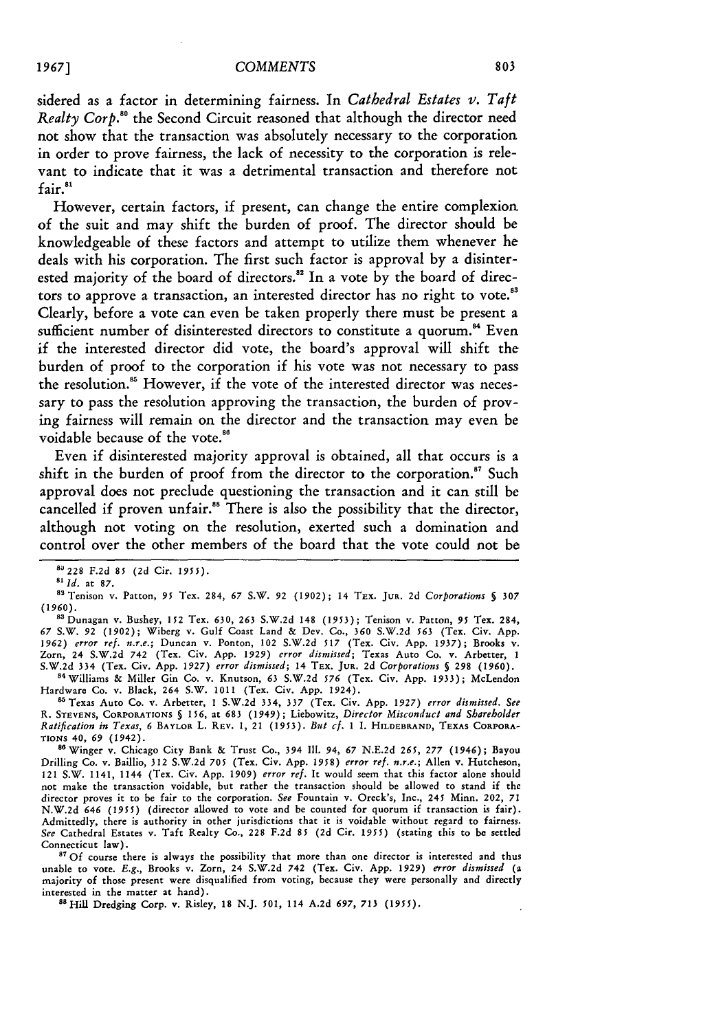sidered as a factor in determining fairness. In *Cathedral Estates v. Taft Realty Corp.*[80] the Second Circuit reasoned that although the director need not show that the transaction was absolutely necessary to the corporation in order to prove fairness, the lack of necessity to the corporation is relevant to indicate that it was a detrimental transaction and therefore not fair.[81]

However, certain factors, if present, can change the entire complexion of the suit and may shift the burden of proof. The director should be knowledgeable of these factors and attempt to utilize them whenever he deals with his corporation. The first such factor is approval by a disinterested majority of the board of directors.[82] In a vote by the board of directors to approve a transaction, an interested director has no right to vote.[83] Clearly, before a vote can even be taken properly there must be present a sufficient number of disinterested directors to constitute a quorum.[84] Even if the interested director did vote, the board's approval will shift the burden of proof to the corporation if his vote was not necessary to pass the resolution.[85] However, if the vote of the interested director was necessary to pass the resolution approving the transaction, the burden of proving fairness will remain on the director and the transaction may even be voidable because of the vote.[86]

Even if disinterested majority approval is obtained, all that occurs is a shift in the burden of proof from the director to the corporation.[87] Such approval does not preclude questioning the transaction and it can still be cancelled if proven unfair.[88] There is also the possibility that the director, although not voting on the resolution, exerted such a domination and control over the other members of the board that the vote could not be

---

[80] 228 F.2d 85 (2d Cir. 1955).

[81] *Id.* at 87.

[82] Tenison v. Patton, 95 Tex. 284, 67 S.W. 92 (1902); 14 TEX. JUR. 2d *Corporations* § 307 (1960).

[83] Dunagan v. Bushey, 152 Tex. 630, 263 S.W.2d 148 (1953); Tenison v. Patton, 95 Tex. 284, 67 S.W. 92 (1902); Wiberg v. Gulf Coast Land & Dev. Co., 360 S.W.2d 563 (Tex. Civ. App. 1962) *error ref. n.r.e.*; Duncan v. Ponton, 102 S.W.2d 517 (Tex. Civ. App. 1937); Brooks v. Zorn, 24 S.W.2d 742 (Tex. Civ. App. 1929) *error dismissed*; Texas Auto Co. v. Arbetter, 1 S.W.2d 334 (Tex. Civ. App. 1927) *error dismissed*; 14 TEX. JUR. 2d *Corporations* § 298 (1960).

[84] Williams & Miller Gin Co. v. Knutson, 63 S.W.2d 576 (Tex. Civ. App. 1933); McLendon Hardware Co. v. Black, 264 S.W. 1011 (Tex. Civ. App. 1924).

[85] Texas Auto Co. v. Arbetter, 1 S.W.2d 334, 337 (Tex. Civ. App. 1927) *error dismissed. See* R. STEVENS, CORPORATIONS § 156, at 683 (1949); Liebowitz, *Director Misconduct and Shareholder Ratification in Texas*, 6 BAYLOR L. REV. 1, 21 (1953). *But cf.* 1 I. HILDEBRAND, TEXAS CORPORATIONS 40, 69 (1942).

[86] Winger v. Chicago City Bank & Trust Co., 394 Ill. 94, 67 N.E.2d 265, 277 (1946); Bayou Drilling Co. v. Baillio, 312 S.W.2d 705 (Tex. Civ. App. 1958) *error ref. n.r.e.*; Allen v. Hutcheson, 121 S.W. 1141, 1144 (Tex. Civ. App. 1909) *error ref.* It would seem that this factor alone should not make the transaction voidable, but rather the transaction should be allowed to stand if the director proves it to be fair to the corporation. *See* Fountain v. Oreck's, Inc., 245 Minn. 202, 71 N.W.2d 646 (1955) (director allowed to vote and be counted for quorum if transaction is fair). Admittedly, there is authority in other jurisdictions that it is voidable without regard to fairness. *See* Cathedral Estates v. Taft Realty Co., 228 F.2d 85 (2d Cir. 1955) (stating this to be settled Connecticut law).

[87] Of course there is always the possibility that more than one director is interested and thus unable to vote. *E.g.*, Brooks v. Zorn, 24 S.W.2d 742 (Tex. Civ. App. 1929) *error dismissed* (a majority of those present were disqualified from voting, because they were personally and directly interested in the matter at hand).

[88] Hill Dredging Corp. v. Risley, 18 N.J. 501, 114 A.2d 697, 713 (1955).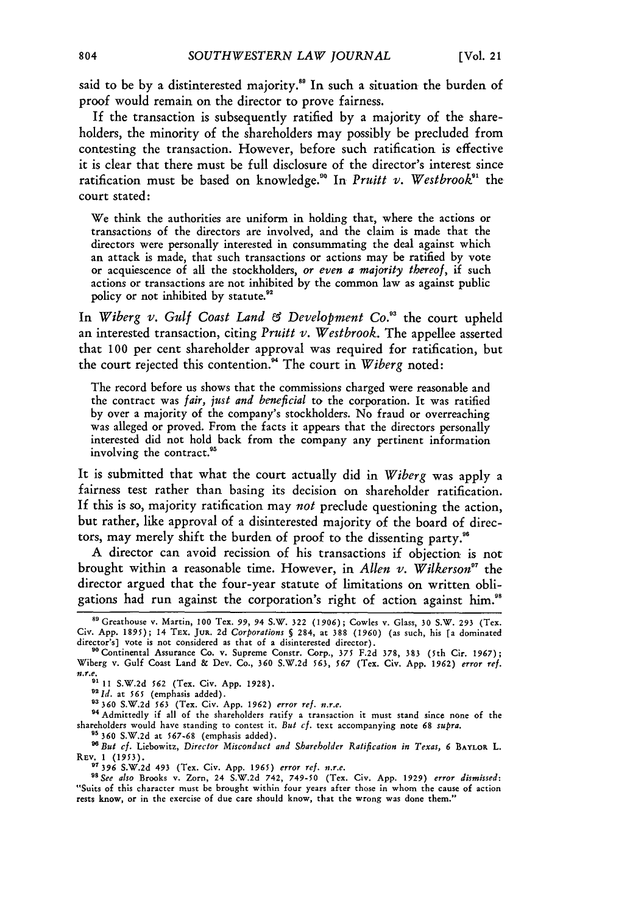said to be by a distinterested majority.[89] In such a situation the burden of proof would remain on the director to prove fairness.

If the transaction is subsequently ratified by a majority of the shareholders, the minority of the shareholders may possibly be precluded from contesting the transaction. However, before such ratification is effective it is clear that there must be full disclosure of the director's interest since ratification must be based on knowledge.[90] In *Pruitt v. Westbrook*[91] the court stated:

> We think the authorities are uniform in holding that, where the actions or transactions of the directors are involved, and the claim is made that the directors were personally interested in consummating the deal against which an attack is made, that such transactions or actions may be ratified by vote or acquiescence of all the stockholders, *or even a majority thereof*, if such actions or transactions are not inhibited by the common law as against public policy or not inhibited by statute.[92]

In *Wiberg v. Gulf Coast Land & Development Co.*[93] the court upheld an interested transaction, citing *Pruitt v. Westbrook*. The appellee asserted that 100 per cent shareholder approval was required for ratification, but the court rejected this contention.[94] The court in *Wiberg* noted:

> The record before us shows that the commissions charged were reasonable and the contract was *fair, just and beneficial* to the corporation. It was ratified by over a majority of the company's stockholders. No fraud or overreaching was alleged or proved. From the facts it appears that the directors personally interested did not hold back from the company any pertinent information involving the contract.[95]

It is submitted that what the court actually did in *Wiberg* was apply a fairness test rather than basing its decision on shareholder ratification. If this is so, majority ratification may *not* preclude questioning the action, but rather, like approval of a disinterested majority of the board of directors, may merely shift the burden of proof to the dissenting party.[96]

A director can avoid recission of his transactions if objection is not brought within a reasonable time. However, in *Allen v. Wilkerson*[97] the director argued that the four-year statute of limitations on written obligations had run against the corporation's right of action against him.[98]

---

[89] Greathouse v. Martin, 100 Tex. 99, 94 S.W. 322 (1906); Cowles v. Glass, 30 S.W. 293 (Tex. Civ. App. 1895); 14 Tex. Jur. 2d *Corporations* § 284, at 388 (1960) (as such, his [a dominated director's] vote is not considered as that of a disinterested director).

[90] Continental Assurance Co. v. Supreme Constr. Corp., 375 F.2d 378, 383 (5th Cir. 1967); Wiberg v. Gulf Coast Land & Dev. Co., 360 S.W.2d 563, 567 (Tex. Civ. App. 1962) *error ref. n.r.e.*

[91] 11 S.W.2d 562 (Tex. Civ. App. 1928).

[92] *Id.* at 565 (emphasis added).

[93] 360 S.W.2d 563 (Tex. Civ. App. 1962) *error ref. n.r.e.*

[94] Admittedly if all of the shareholders ratify a transaction it must stand since none of the shareholders would have standing to contest it. *But cf.* text accompanying note 68 *supra.*

[95] 360 S.W.2d at 567-68 (emphasis added).

[96] *But cf.* Liebowitz, *Director Misconduct and Shareholder Ratification in Texas*, 6 Baylor L. Rev. 1 (1953).

[97] 396 S.W.2d 493 (Tex. Civ. App. 1965) *error ref. n.r.e.*

[98] *See also* Brooks v. Zorn, 24 S.W.2d 742, 749-50 (Tex. Civ. App. 1929) *error dismissed*: "Suits of this character must be brought within four years after those in whom the cause of action rests know, or in the exercise of due care should know, that the wrong was done them."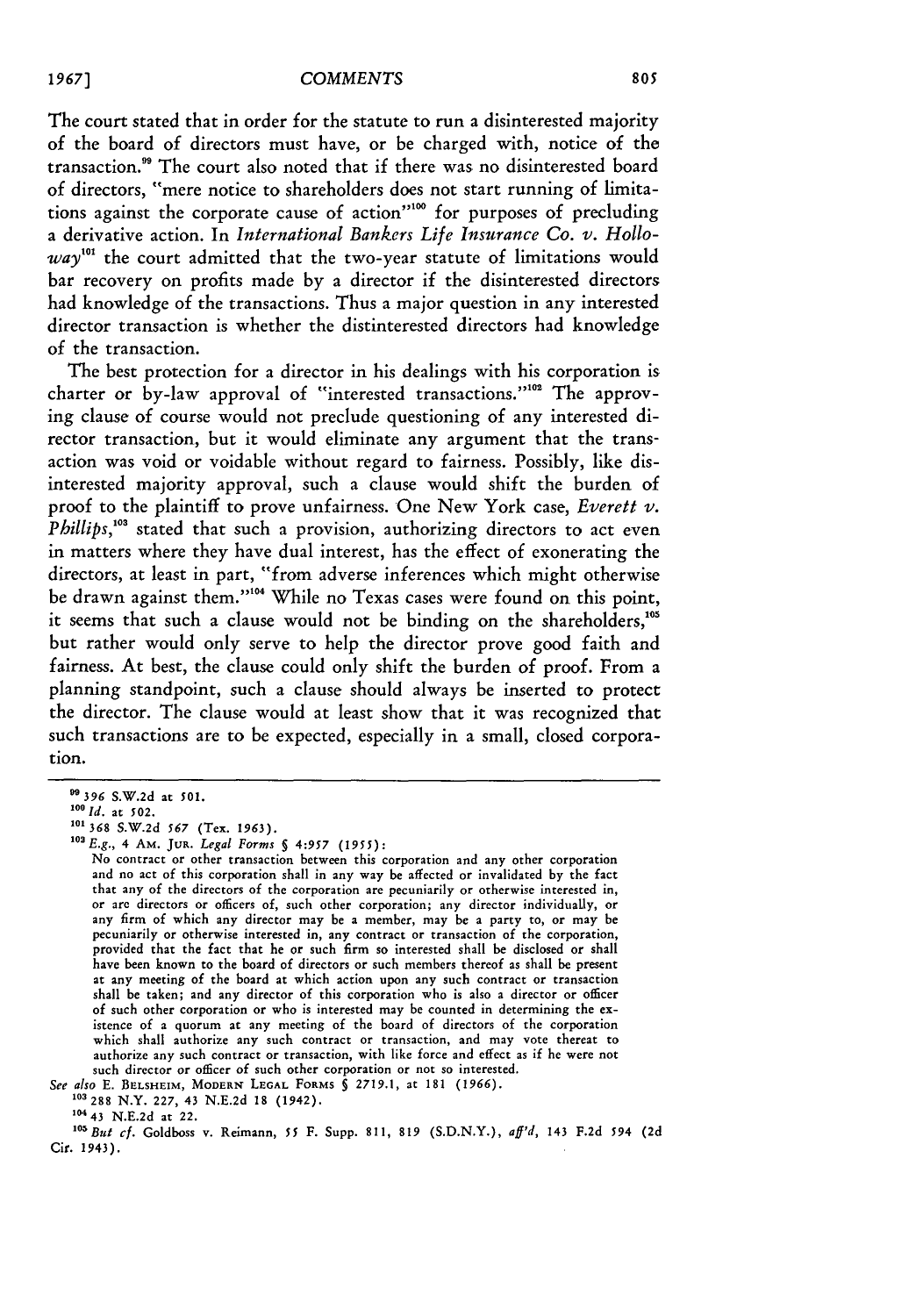The court stated that in order for the statute to run a disinterested majority of the board of directors must have, or be charged with, notice of the transaction.[99] The court also noted that if there was no disinterested board of directors, "mere notice to shareholders does not start running of limitations against the corporate cause of action"[100] for purposes of precluding a derivative action. In *International Bankers Life Insurance Co. v. Holloway*[101] the court admitted that the two-year statute of limitations would bar recovery on profits made by a director if the disinterested directors had knowledge of the transactions. Thus a major question in any interested director transaction is whether the distinterested directors had knowledge of the transaction.

The best protection for a director in his dealings with his corporation is charter or by-law approval of "interested transactions."[102] The approving clause of course would not preclude questioning of any interested director transaction, but it would eliminate any argument that the transaction was void or voidable without regard to fairness. Possibly, like disinterested majority approval, such a clause would shift the burden of proof to the plaintiff to prove unfairness. One New York case, *Everett v. Phillips*,[103] stated that such a provision, authorizing directors to act even in matters where they have dual interest, has the effect of exonerating the directors, at least in part, "from adverse inferences which might otherwise be drawn against them."[104] While no Texas cases were found on this point, it seems that such a clause would not be binding on the shareholders,[105] but rather would only serve to help the director prove good faith and fairness. At best, the clause could only shift the burden of proof. From a planning standpoint, such a clause should always be inserted to protect the director. The clause would at least show that it was recognized that such transactions are to be expected, especially in a small, closed corporation.

---

[99] 396 S.W.2d at 501.

[100] *Id.* at 502.

[101] 368 S.W.2d 567 (Tex. 1963).

[102] *E.g.*, 4 AM. JUR. *Legal Forms* § 4:957 (1955):

> No contract or other transaction between this corporation and any other corporation and no act of this corporation shall in any way be affected or invalidated by the fact that any of the directors of the corporation are pecuniarily or otherwise interested in, or are directors or officers of, such other corporation; any director individually, or any firm of which any director may be a member, may be a party to, or may be pecuniarily or otherwise interested in, any contract or transaction of the corporation, provided that the fact that he or such firm so interested shall be disclosed or shall have been known to the board of directors or such members thereof as shall be present at any meeting of the board at which action upon any such contract or transaction shall be taken; and any director of this corporation who is also a director or officer of such other corporation or who is interested may be counted in determining the existence of a quorum at any meeting of the board of directors of the corporation which shall authorize any such contract or transaction, and may vote thereat to authorize any such contract or transaction, with like force and effect as if he were not such director or officer of such other corporation or not so interested.

*See also* E. BELSHEIM, MODERN LEGAL FORMS § 2719.1, at 181 (1966).

[103] 288 N.Y. 227, 43 N.E.2d 18 (1942).

[104] 43 N.E.2d at 22.

[105] *But cf.* Goldboss v. Reimann, 55 F. Supp. 811, 819 (S.D.N.Y.), *aff'd*, 143 F.2d 594 (2d Cir. 1943).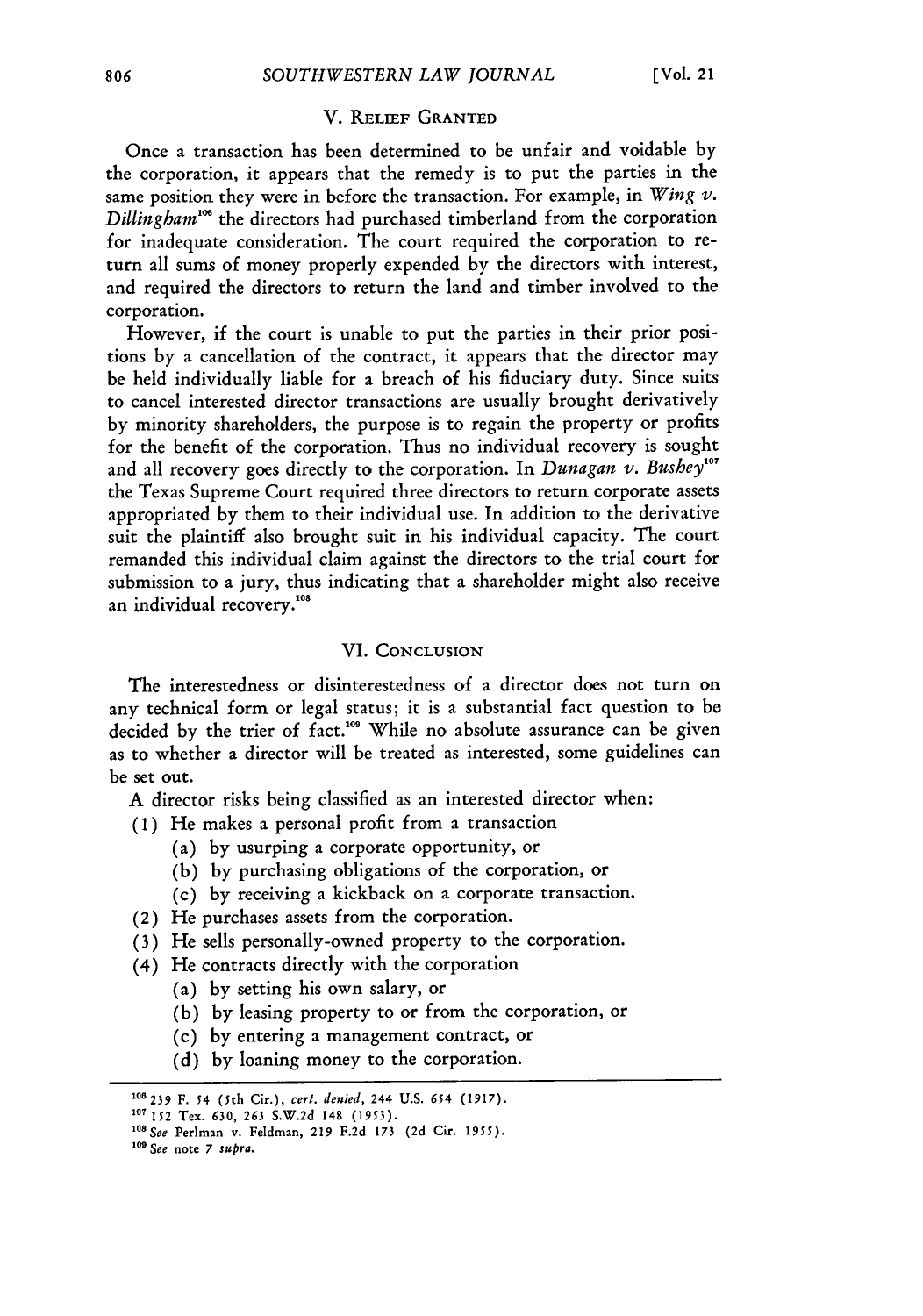## V. RELIEF GRANTED

Once a transaction has been determined to be unfair and voidable by the corporation, it appears that the remedy is to put the parties in the same position they were in before the transaction. For example, in *Wing v. Dillingham*[106] the directors had purchased timberland from the corporation for inadequate consideration. The court required the corporation to return all sums of money properly expended by the directors with interest, and required the directors to return the land and timber involved to the corporation.

However, if the court is unable to put the parties in their prior positions by a cancellation of the contract, it appears that the director may be held individually liable for a breach of his fiduciary duty. Since suits to cancel interested director transactions are usually brought derivatively by minority shareholders, the purpose is to regain the property or profits for the benefit of the corporation. Thus no individual recovery is sought and all recovery goes directly to the corporation. In *Dunagan v. Bushey*[107] the Texas Supreme Court required three directors to return corporate assets appropriated by them to their individual use. In addition to the derivative suit the plaintiff also brought suit in his individual capacity. The court remanded this individual claim against the directors to the trial court for submission to a jury, thus indicating that a shareholder might also receive an individual recovery.[108]

## VI. CONCLUSION

The interestedness or disinterestedness of a director does not turn on any technical form or legal status; it is a substantial fact question to be decided by the trier of fact.[109] While no absolute assurance can be given as to whether a director will be treated as interested, some guidelines can be set out.

A director risks being classified as an interested director when:

(1) He makes a personal profit from a transaction
  (a) by usurping a corporate opportunity, or
  (b) by purchasing obligations of the corporation, or
  (c) by receiving a kickback on a corporate transaction.
(2) He purchases assets from the corporation.
(3) He sells personally-owned property to the corporation.
(4) He contracts directly with the corporation
  (a) by setting his own salary, or
  (b) by leasing property to or from the corporation, or
  (c) by entering a management contract, or
  (d) by loaning money to the corporation.

---

[106] 239 F. 54 (5th Cir.), *cert. denied*, 244 U.S. 654 (1917).

[107] 152 Tex. 630, 263 S.W.2d 148 (1953).

[108] *See* Perlman v. Feldman, 219 F.2d 173 (2d Cir. 1955).

[109] *See* note 7 *supra*.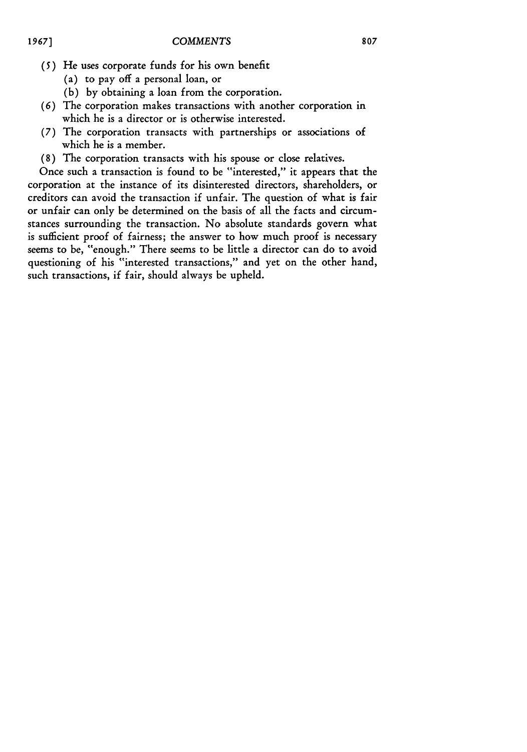(5) He uses corporate funds for his own benefit
    (a) to pay off a personal loan, or
    (b) by obtaining a loan from the corporation.
(6) The corporation makes transactions with another corporation in which he is a director or is otherwise interested.
(7) The corporation transacts with partnerships or associations of which he is a member.
(8) The corporation transacts with his spouse or close relatives.

Once such a transaction is found to be "interested," it appears that the corporation at the instance of its disinterested directors, shareholders, or creditors can avoid the transaction if unfair. The question of what is fair or unfair can only be determined on the basis of all the facts and circumstances surrounding the transaction. No absolute standards govern what is sufficient proof of fairness; the answer to how much proof is necessary seems to be, "enough." There seems to be little a director can do to avoid questioning of his "interested transactions," and yet on the other hand, such transactions, if fair, should always be upheld.